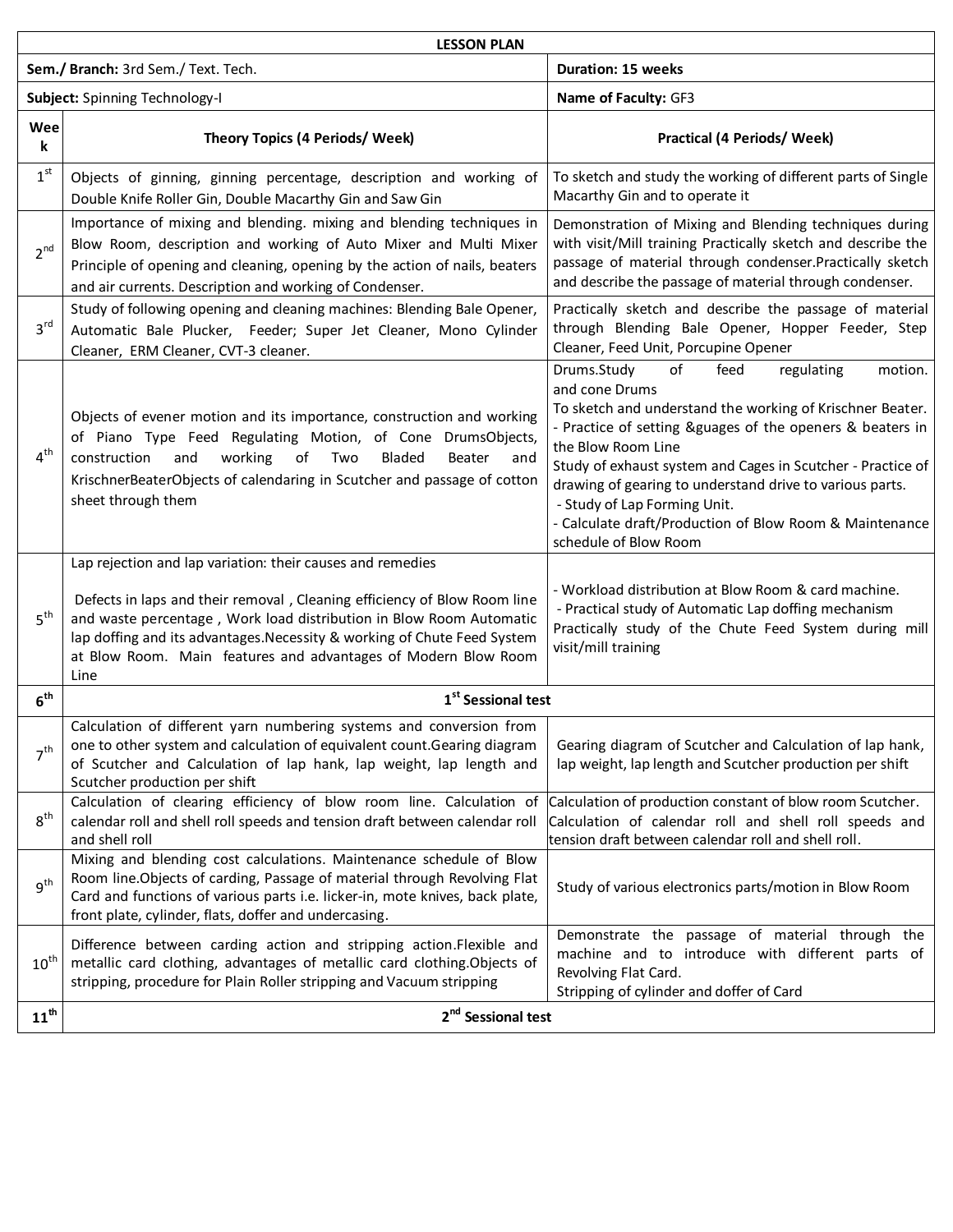| LESSON PLAN | | |
|---|---|---|
| **Sem./ Branch:** 3rd Sem./ Text. Tech. | | **Duration: 15 weeks** |
| **Subject:** Spinning Technology-I | | **Name of Faculty:** GF3 |
| **Week** | **Theory Topics (4 Periods/ Week)** | **Practical (4 Periods/ Week)** |
| 1st | Objects of ginning, ginning percentage, description and working of Double Knife Roller Gin, Double Macarthy Gin and Saw Gin | To sketch and study the working of different parts of Single Macarthy Gin and to operate it |
| 2nd | Importance of mixing and blending. mixing and blending techniques in Blow Room, description and working of Auto Mixer and Multi Mixer Principle of opening and cleaning, opening by the action of nails, beaters and air currents. Description and working of Condenser. | Demonstration of Mixing and Blending techniques during with visit/Mill training Practically sketch and describe the passage of material through condenser.Practically sketch and describe the passage of material through condenser. |
| 3rd | Study of following opening and cleaning machines: Blending Bale Opener, Automatic Bale Plucker, Feeder; Super Jet Cleaner, Mono Cylinder Cleaner, ERM Cleaner, CVT-3 cleaner. | Practically sketch and describe the passage of material through Blending Bale Opener, Hopper Feeder, Step Cleaner, Feed Unit, Porcupine Opener |
| 4th | Objects of evener motion and its importance, construction and working of Piano Type Feed Regulating Motion, of Cone DrumsObjects, construction and working of Two Bladed Beater and KrischnerBeaterObjects of calendaring in Scutcher and passage of cotton sheet through them | Drums.Study of feed regulating motion. and cone Drums<br>To sketch and understand the working of Krischner Beater.<br>- Practice of setting &guages of the openers & beaters in the Blow Room Line<br>Study of exhaust system and Cages in Scutcher - Practice of drawing of gearing to understand drive to various parts.<br>- Study of Lap Forming Unit.<br>- Calculate draft/Production of Blow Room & Maintenance schedule of Blow Room |
| 5th | Lap rejection and lap variation: their causes and remedies<br><br>Defects in laps and their removal , Cleaning efficiency of Blow Room line and waste percentage , Work load distribution in Blow Room Automatic lap doffing and its advantages.Necessity & working of Chute Feed System at Blow Room. Main features and advantages of Modern Blow Room Line | - Workload distribution at Blow Room & card machine.<br>- Practical study of Automatic Lap doffing mechanism<br>Practically study of the Chute Feed System during mill visit/mill training |
| **6th** | **1st Sessional test** | |
| 7th | Calculation of different yarn numbering systems and conversion from one to other system and calculation of equivalent count.Gearing diagram of Scutcher and Calculation of lap hank, lap weight, lap length and Scutcher production per shift | Gearing diagram of Scutcher and Calculation of lap hank, lap weight, lap length and Scutcher production per shift |
| 8th | Calculation of clearing efficiency of blow room line. Calculation of calendar roll and shell roll speeds and tension draft between calendar roll and shell roll | Calculation of production constant of blow room Scutcher. Calculation of calendar roll and shell roll speeds and tension draft between calendar roll and shell roll. |
| 9th | Mixing and blending cost calculations. Maintenance schedule of Blow Room line.Objects of carding, Passage of material through Revolving Flat Card and functions of various parts i.e. licker-in, mote knives, back plate, front plate, cylinder, flats, doffer and undercasing. | Study of various electronics parts/motion in Blow Room |
| 10th | Difference between carding action and stripping action.Flexible and metallic card clothing, advantages of metallic card clothing.Objects of stripping, procedure for Plain Roller stripping and Vacuum stripping | Demonstrate the passage of material through the machine and to introduce with different parts of Revolving Flat Card.<br>Stripping of cylinder and doffer of Card |
| **11th** | **2nd Sessional test** | |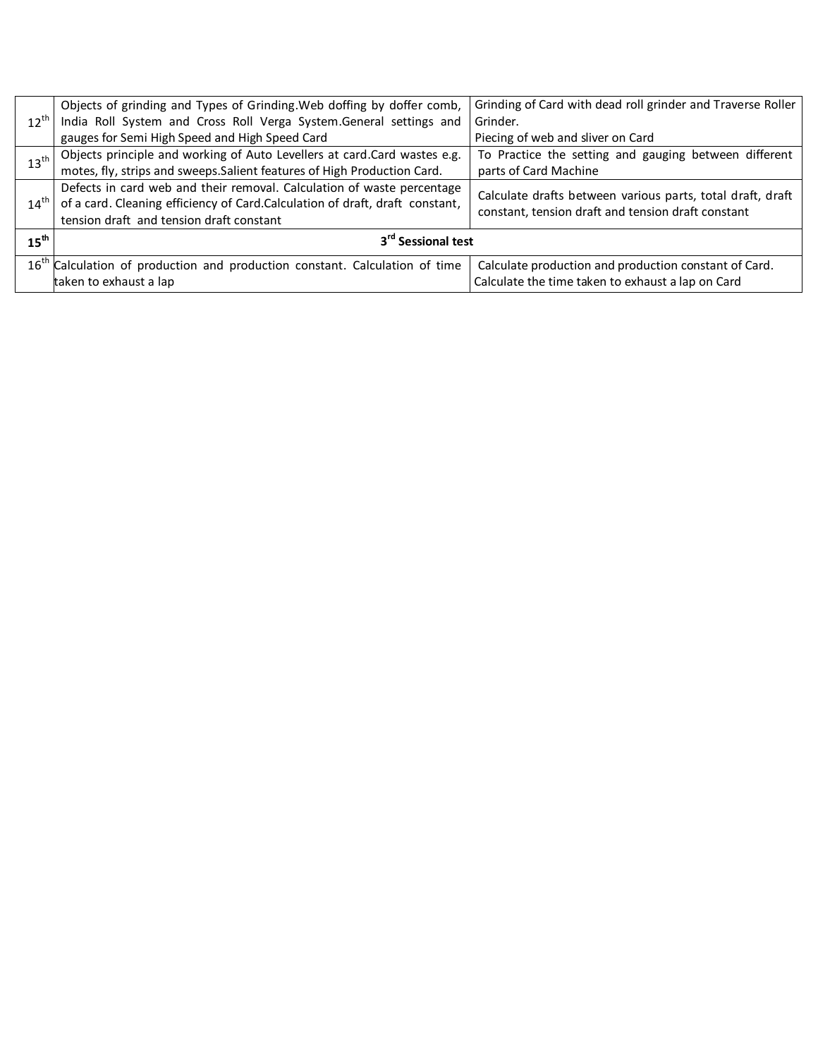| | | |
|---|---|---|
| 12th | Objects of grinding and Types of Grinding.Web doffing by doffer comb, India Roll System and Cross Roll Verga System.General settings and gauges for Semi High Speed and High Speed Card | Grinding of Card with dead roll grinder and Traverse Roller Grinder.<br>Piecing of web and sliver on Card |
| 13th | Objects principle and working of Auto Levellers at card.Card wastes e.g. motes, fly, strips and sweeps.Salient features of High Production Card. | To Practice the setting and gauging between different parts of Card Machine |
| 14th | Defects in card web and their removal. Calculation of waste percentage of a card. Cleaning efficiency of Card.Calculation of draft, draft constant, tension draft and tension draft constant | Calculate drafts between various parts, total draft, draft constant, tension draft and tension draft constant |
| **15th** | **3rd Sessional test** | |
| 16th | Calculation of production and production constant. Calculation of time taken to exhaust a lap | Calculate production and production constant of Card.<br>Calculate the time taken to exhaust a lap on Card |